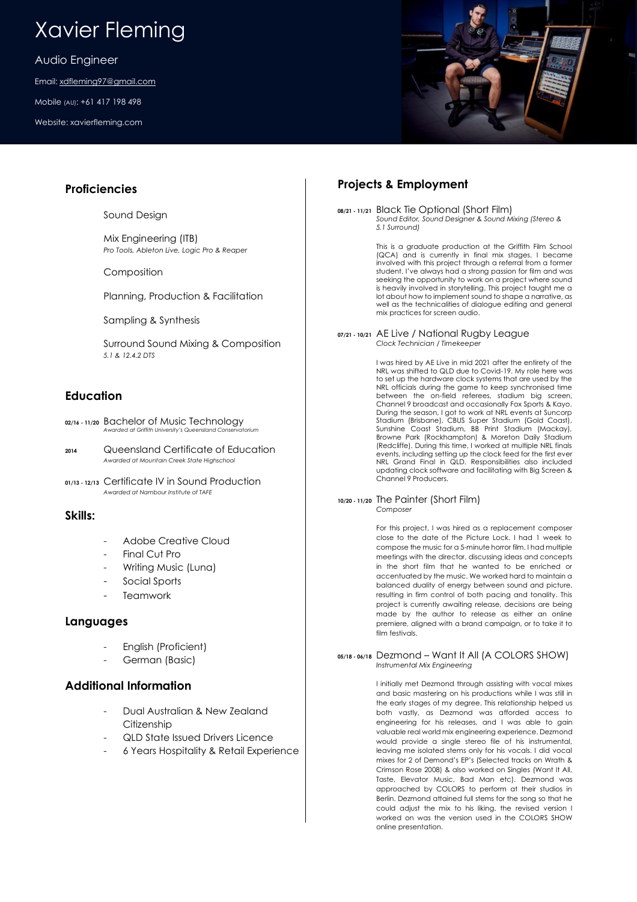# Xavier Fleming

Audio Engineer

Email: xdfleming97@gmail.com

Mobile (AU): +61 417 198 498

Website: xavierfleming.com

## Proficiencies

Sound Design

Mix Engineering (ITB)
*Pro Tools, Ableton Live, Logic Pro & Reaper*

Composition

Planning, Production & Facilitation

Sampling & Synthesis

Surround Sound Mixing & Composition
*5.1 & 12.4.2 DTS*

## Education

**02/16 - 11/20** Bachelor of Music Technology
*Awarded at Griffith University's Queensland Conservatorium*

**2014** Queensland Certificate of Education
*Awarded at Mountain Creek State Highschool*

**01/13 - 12/13** Certificate IV in Sound Production
*Awarded at Nambour Institute of TAFE*

## Skills:

- Adobe Creative Cloud
- Final Cut Pro
- Writing Music (Luna)
- Social Sports
- Teamwork

## Languages

- English (Proficient)
- German (Basic)

## Additional Information

- Dual Australian & New Zealand Citizenship
- QLD State Issued Drivers Licence
- 6 Years Hospitality & Retail Experience

## Projects & Employment

**08/21 - 11/21** Black Tie Optional (Short Film)
*Sound Editor, Sound Designer & Sound Mixing (Stereo & 5.1 Surround)*

This is a graduate production at the Griffith Film School (QCA) and is currently in final mix stages. I became involved with this project through a referral from a former student. I've always had a strong passion for film and was seeking the opportunity to work on a project where sound is heavily involved in storytelling. This project taught me a lot about how to implement sound to shape a narrative, as well as the technicalities of dialogue editing and general mix practices for screen audio.

**07/21 - 10/21** AE Live / National Rugby League
*Clock Technician / Timekeeper*

I was hired by AE Live in mid 2021 after the entirety of the NRL was shifted to QLD due to Covid-19. My role here was to set up the hardware clock systems that are used by the NRL officials during the game to keep synchronised time between the on-field referees, stadium big screen, Channel 9 broadcast and occasionally Fox Sports & Kayo. During the season, I got to work at NRL events at Suncorp Stadium (Brisbane), CBUS Super Stadium (Gold Coast), Sunshine Coast Stadium, BB Print Stadium (Mackay), Browne Park (Rockhampton) & Moreton Daily Stadium (Redcliffe). During this time, I worked at multiple NRL finals events, including setting up the clock feed for the first ever NRL Grand Final in QLD. Responsibilities also included updating clock software and facilitating with Big Screen & Channel 9 Producers.

**10/20 - 11/20** The Painter (Short Film)
*Composer*

For this project, I was hired as a replacement composer close to the date of the Picture Lock. I had 1 week to compose the music for a 5-minute horror film. I had multiple meetings with the director, discussing ideas and concepts in the short film that he wanted to be enriched or accentuated by the music. We worked hard to maintain a balanced duality of energy between sound and picture, resulting in firm control of both pacing and tonality. This project is currently awaiting release, decisions are being made by the author to release as either an online premiere, aligned with a brand campaign, or to take it to film festivals.

**05/18 - 06/18** Dezmond – Want It All (A COLORS SHOW)
*Instrumental Mix Engineering*

I initially met Dezmond through assisting with vocal mixes and basic mastering on his productions while I was still in the early stages of my degree. This relationship helped us both vastly, as Dezmond was afforded access to engineering for his releases, and I was able to gain valuable real world mix engineering experience. Dezmond would provide a single stereo file of his instrumental, leaving me isolated stems only for his vocals. I did vocal mixes for 2 of Demond's EP's (Selected tracks on Wrath & Crimson Rose 2008) & also worked on Singles (Want It All, Taste, Elevator Music, Bad Man etc). Dezmond was approached by COLORS to perform at their studios in Berlin. Dezmond attained full stems for the song so that he could adjust the mix to his liking, the revised version I worked on was the version used in the COLORS SHOW online presentation.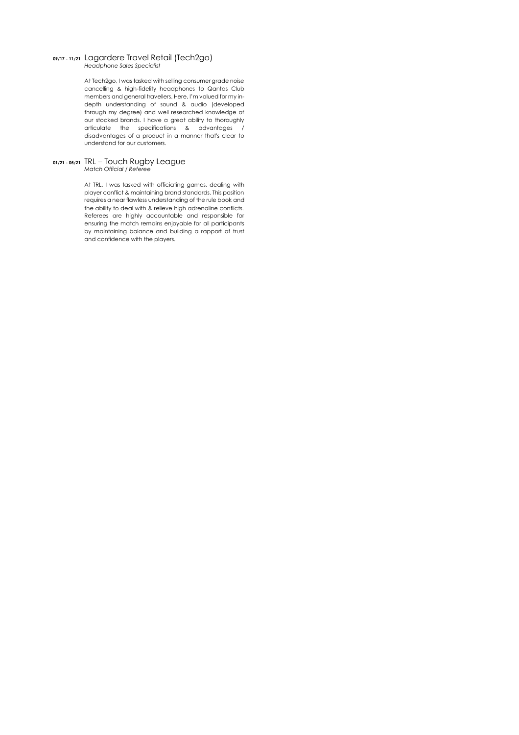**09/17 - 11/21** Lagardere Travel Retail (Tech2go)
*Headphone Sales Specialist*

At Tech2go, I was tasked with selling consumer grade noise cancelling & high-fidelity headphones to Qantas Club members and general travellers. Here, I'm valued for my in-depth understanding of sound & audio (developed through my degree) and well researched knowledge of our stocked brands. I have a great ability to thoroughly articulate the specifications & advantages / disadvantages of a product in a manner that's clear to understand for our customers.

**01/21 - 05/21** TRL – Touch Rugby League
*Match Official / Referee*

At TRL, I was tasked with officiating games, dealing with player conflict & maintaining brand standards. This position requires a near flawless understanding of the rule book and the ability to deal with & relieve high adrenaline conflicts. Referees are highly accountable and responsible for ensuring the match remains enjoyable for all participants by maintaining balance and building a rapport of trust and confidence with the players.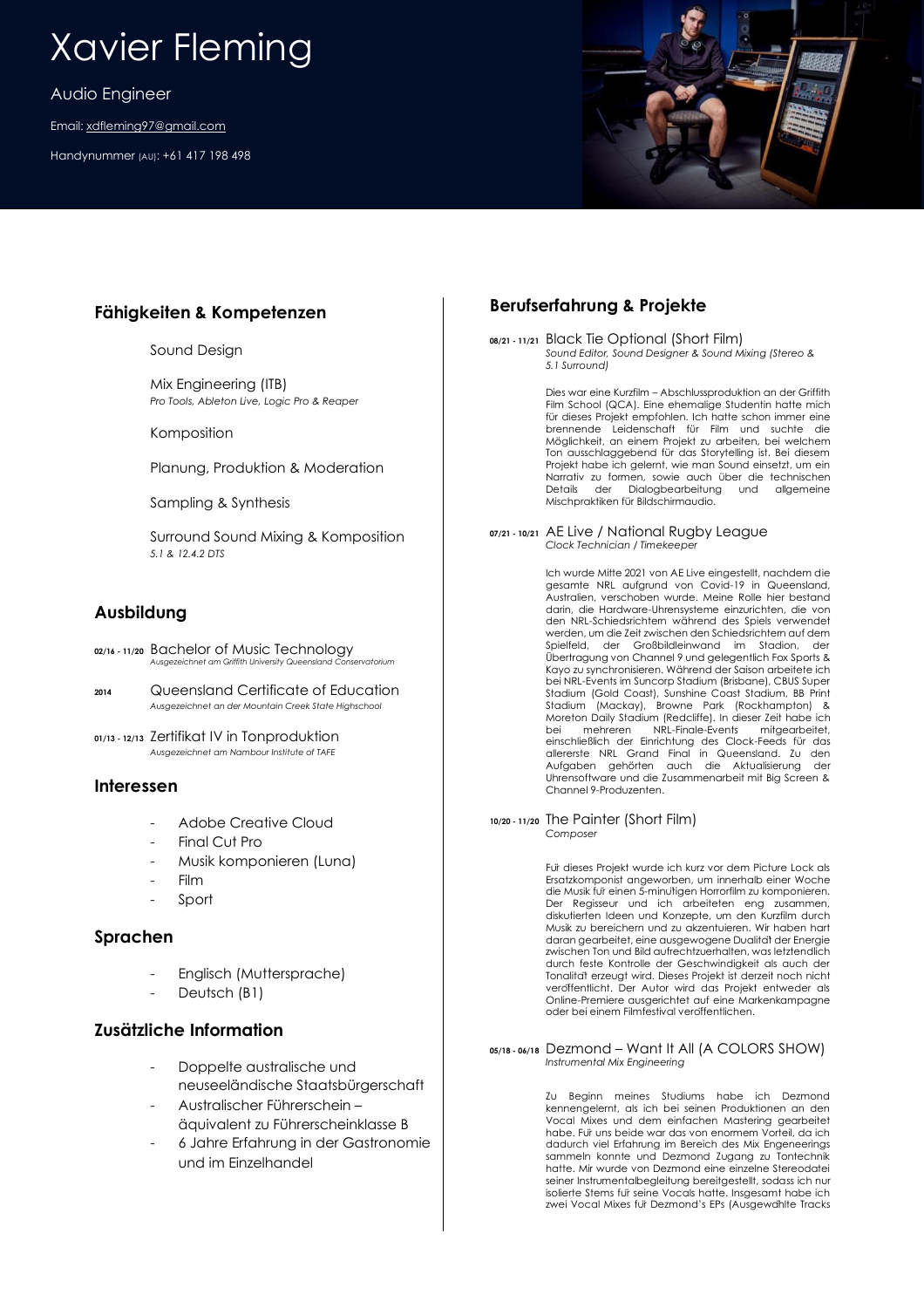# Xavier Fleming

Audio Engineer

Email: xdfleming97@gmail.com

Handynummer (AU): +61 417 198 498

## Fähigkeiten & Kompetenzen

Sound Design

Mix Engineering (ITB)
*Pro Tools, Ableton Live, Logic Pro & Reaper*

Komposition

Planung, Produktion & Moderation

Sampling & Synthesis

Surround Sound Mixing & Komposition
*5.1 & 12.4.2 DTS*

## Ausbildung

**02/16 - 11/20** Bachelor of Music Technology
*Ausgezeichnet am Griffith University Queensland Conservatorium*

**2014** Queensland Certificate of Education
*Ausgezeichnet an der Mountain Creek State Highschool*

**01/13 - 12/13** Zertifikat IV in Tonproduktion
*Ausgezeichnet am Nambour Institute of TAFE*

## Interessen

- Adobe Creative Cloud
- Final Cut Pro
- Musik komponieren (Luna)
- Film
- Sport

## Sprachen

- Englisch (Muttersprache)
- Deutsch (B1)

## Zusätzliche Information

- Doppelte australische und neuseeländische Staatsbürgerschaft
- Australischer Führerschein – äquivalent zu Führerscheinklasse B
- 6 Jahre Erfahrung in der Gastronomie und im Einzelhandel

## Berufserfahrung & Projekte

**08/21 - 11/21** Black Tie Optional (Short Film)
*Sound Editor, Sound Designer & Sound Mixing (Stereo & 5.1 Surround)*

Dies war eine Kurzfilm – Abschlussproduktion an der Griffith Film School (QCA). Eine ehemalige Studentin hatte mich für dieses Projekt empfohlen. Ich hatte schon immer eine brennende Leidenschaft für Film und suchte die Möglichkeit, an einem Projekt zu arbeiten, bei welchem Ton ausschlaggebend für das Storytelling ist. Bei diesem Projekt habe ich gelernt, wie man Sound einsetzt, um ein Narrativ zu formen, sowie auch über die technischen Details der Dialogbearbeitung und allgemeine Mischpraktiken für Bildschirmaudio.

**07/21 - 10/21** AE Live / National Rugby League
*Clock Technician / Timekeeper*

Ich wurde Mitte 2021 von AE Live eingestellt, nachdem die gesamte NRL aufgrund von Covid-19 in Queensland, Australien, verschoben wurde. Meine Rolle hier bestand darin, die Hardware-Uhrensysteme einzurichten, die von den NRL-Schiedsrichtern während des Spiels verwendet werden, um die Zeit zwischen den Schiedsrichtern auf dem Spielfeld, der Großbildleinwand im Stadion, der Übertragung von Channel 9 und gelegentlich Fox Sports & Kayo zu synchronisieren. Während der Saison arbeitete ich bei NRL-Events im Suncorp Stadium (Brisbane), CBUS Super Stadium (Gold Coast), Sunshine Coast Stadium, BB Print Stadium (Mackay), Browne Park (Rockhampton) & Moreton Daily Stadium (Redcliffe). In dieser Zeit habe ich bei mehreren NRL-Finale-Events mitgearbeitet, einschließlich der Einrichtung des Clock-Feeds für das allererste NRL Grand Final in Queensland. Zu den Aufgaben gehörten auch die Aktualisierung der Uhrensoftware und die Zusammenarbeit mit Big Screen & Channel 9-Produzenten.

**10/20 - 11/20** The Painter (Short Film)
*Composer*

Für dieses Projekt wurde ich kurz vor dem Picture Lock als Ersatzkomponist angeworben, um innerhalb einer Woche die Musik für einen 5-minütigen Horrorfilm zu komponieren. Der Regisseur und ich arbeiteten eng zusammen, diskutierten Ideen und Konzepte, um den Kurzfilm durch Musik zu bereichern und zu akzentuieren. Wir haben hart daran gearbeitet, eine ausgewogene Dualität der Energie zwischen Ton und Bild aufrechtzuerhalten, was letztendlich durch feste Kontrolle der Geschwindigkeit als auch der Tonalität erzeugt wird. Dieses Projekt ist derzeit noch nicht veröffentlicht. Der Autor wird das Projekt entweder als Online-Premiere ausgerichtet auf eine Markenkampagne oder bei einem Filmfestival veröffentlichen.

**05/18 - 06/18** Dezmond – Want It All (A COLORS SHOW)
*Instrumental Mix Engineering*

Zu Beginn meines Studiums habe ich Dezmond kennengelernt, als ich bei seinen Produktionen an den Vocal Mixes und dem einfachen Mastering gearbeitet habe. Für uns beide war das von enormem Vorteil, da ich dadurch viel Erfahrung im Bereich des Mix Engeneerings sammeln konnte und Dezmond Zugang zu Tontechnik hatte. Mir wurde von Dezmond eine einzelne Stereodatei seiner Instrumentalbegleitung bereitgestellt, sodass ich nur isolierte Stems für seine Vocals hatte. Insgesamt habe ich zwei Vocal Mixes für Dezmond's EPs (Ausgewählte Tracks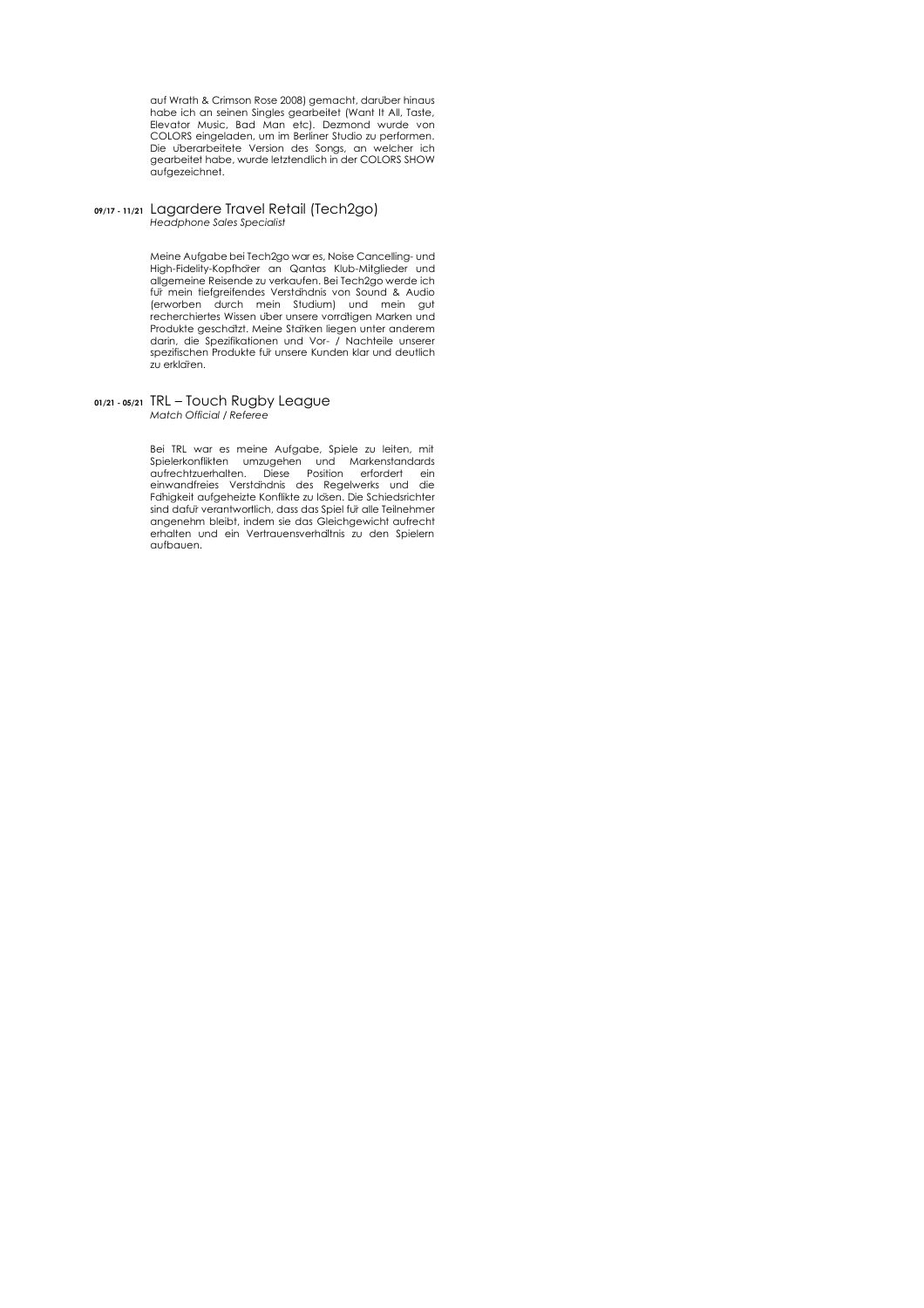auf Wrath & Crimson Rose 2008) gemacht, darüber hinaus habe ich an seinen Singles gearbeitet (Want It All, Taste, Elevator Music, Bad Man etc). Dezmond wurde von COLORS eingeladen, um im Berliner Studio zu performen. Die überarbeitete Version des Songs, an welcher ich gearbeitet habe, wurde letztendlich in der COLORS SHOW aufgezeichnet.

**09/17 - 11/21** Lagardere Travel Retail (Tech2go)
*Headphone Sales Specialist*

Meine Aufgabe bei Tech2go war es, Noise Cancelling- und High-Fidelity-Kopfhörer an Qantas Klub-Mitglieder und allgemeine Reisende zu verkaufen. Bei Tech2go werde ich für mein tiefgreifendes Verständnis von Sound & Audio (erworben durch mein Studium) und mein gut recherchiertes Wissen über unsere vorrätigen Marken und Produkte geschätzt. Meine Stärken liegen unter anderem darin, die Spezifikationen und Vor- / Nachteile unserer spezifischen Produkte für unsere Kunden klar und deutlich zu erklären.

**01/21 - 05/21** TRL – Touch Rugby League
*Match Official / Referee*

Bei TRL war es meine Aufgabe, Spiele zu leiten, mit Spielerkonflikten umzugehen und Markenstandards aufrechtzuerhalten. Diese Position erfordert ein einwandfreies Verständnis des Regelwerks und die Fähigkeit aufgeheizte Konflikte zu lösen. Die Schiedsrichter sind dafür verantwortlich, dass das Spiel für alle Teilnehmer angenehm bleibt, indem sie das Gleichgewicht aufrecht erhalten und ein Vertrauensverhältnis zu den Spielern aufbauen.